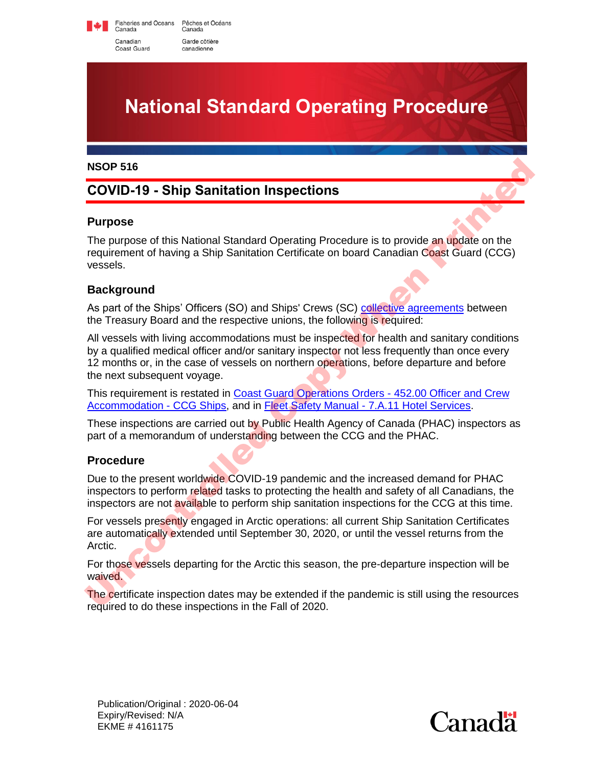Fisheries and Oceans Canada / Pêches et Océans Canada
Canadian Coast Guard / Garde côtière canadienne

# National Standard Operating Procedure

**NSOP 516**

## COVID-19 - Ship Sanitation Inspections

### Purpose

The purpose of this National Standard Operating Procedure is to provide an update on the requirement of having a Ship Sanitation Certificate on board Canadian Coast Guard (CCG) vessels.

### Background

As part of the Ships' Officers (SO) and Ships' Crews (SC) collective agreements between the Treasury Board and the respective unions, the following is required:

All vessels with living accommodations must be inspected for health and sanitary conditions by a qualified medical officer and/or sanitary inspector not less frequently than once every 12 months or, in the case of vessels on northern operations, before departure and before the next subsequent voyage.

This requirement is restated in Coast Guard Operations Orders - 452.00 Officer and Crew Accommodation - CCG Ships, and in Fleet Safety Manual - 7.A.11 Hotel Services.

These inspections are carried out by Public Health Agency of Canada (PHAC) inspectors as part of a memorandum of understanding between the CCG and the PHAC.

### Procedure

Due to the present worldwide COVID-19 pandemic and the increased demand for PHAC inspectors to perform related tasks to protecting the health and safety of all Canadians, the inspectors are not available to perform ship sanitation inspections for the CCG at this time.

For vessels presently engaged in Arctic operations: all current Ship Sanitation Certificates are automatically extended until September 30, 2020, or until the vessel returns from the Arctic.

For those vessels departing for the Arctic this season, the pre-departure inspection will be waived.

The certificate inspection dates may be extended if the pandemic is still using the resources required to do these inspections in the Fall of 2020.

Publication/Original : 2020-06-04
Expiry/Revised: N/A
EKME # 4161175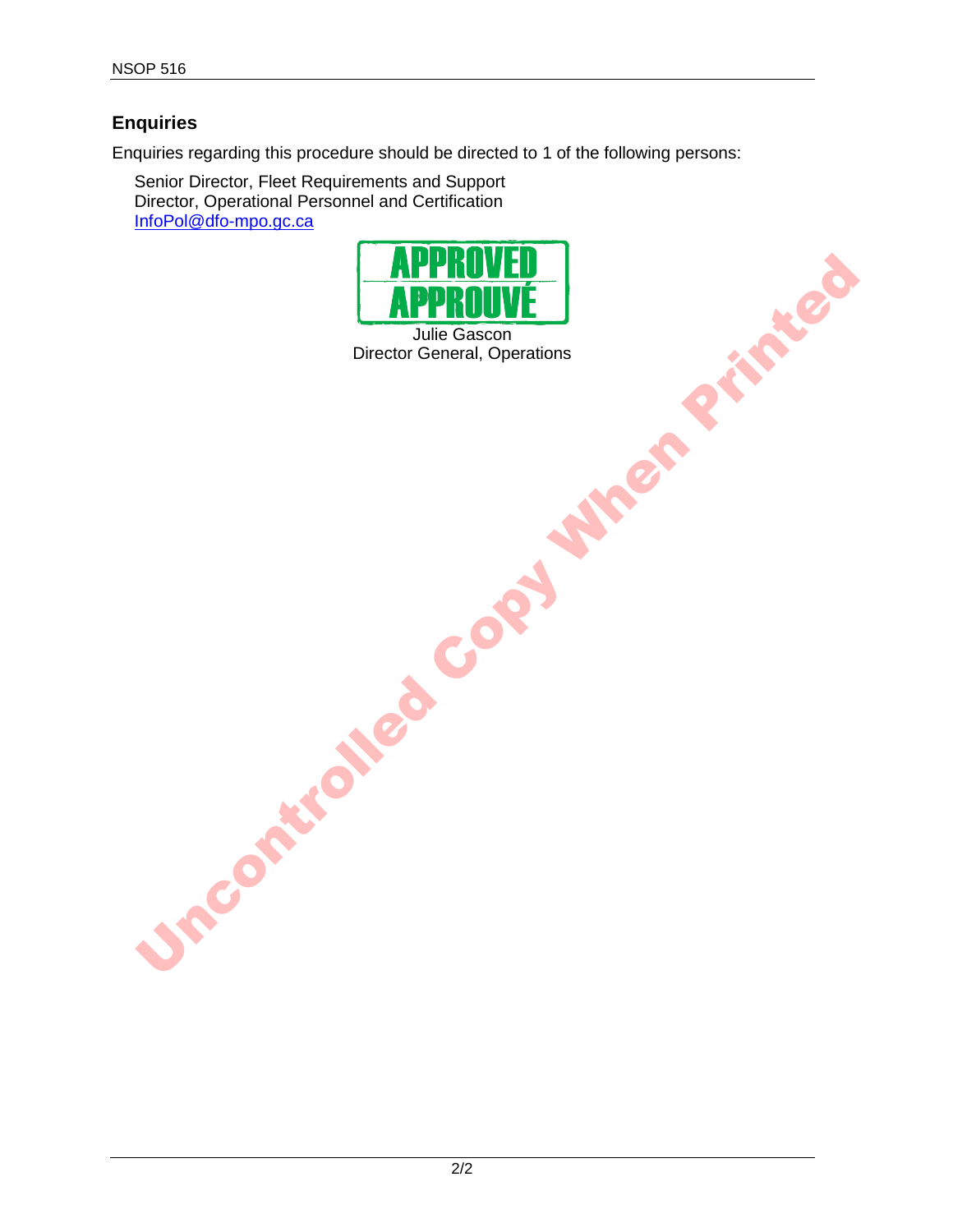## Enquiries

Enquiries regarding this procedure should be directed to 1 of the following persons:

Senior Director, Fleet Requirements and Support
Director, Operational Personnel and Certification
[InfoPol@dfo-mpo.gc.ca](mailto:InfoPol@dfo-mpo.gc.ca)

APPROVED
APPROUVÉ

Julie Gascon
Director General, Operations

Uncontrolled Copy When Printed